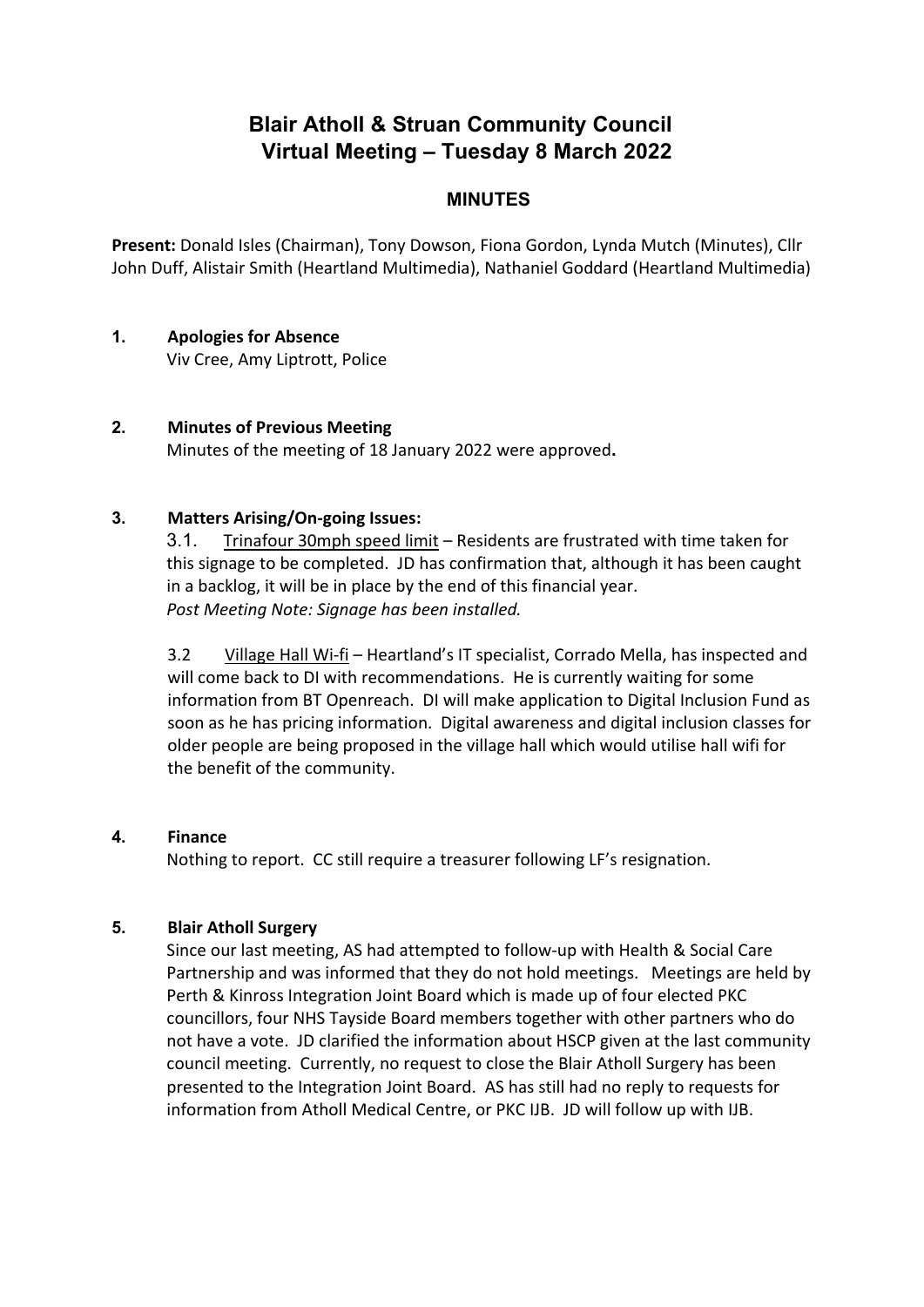# Blair Atholl & Struan Community Council
## Virtual Meeting – Tuesday 8 March 2022

### MINUTES

**Present:** Donald Isles (Chairman), Tony Dowson, Fiona Gordon, Lynda Mutch (Minutes), Cllr John Duff, Alistair Smith (Heartland Multimedia), Nathaniel Goddard (Heartland Multimedia)

**1. Apologies for Absence**

Viv Cree, Amy Liptrott, Police

**2. Minutes of Previous Meeting**

Minutes of the meeting of 18 January 2022 were approved**.**

**3. Matters Arising/On-going Issues:**

3.1. Trinafour 30mph speed limit – Residents are frustrated with time taken for this signage to be completed. JD has confirmation that, although it has been caught in a backlog, it will be in place by the end of this financial year.
*Post Meeting Note: Signage has been installed.*

3.2 Village Hall Wi-fi – Heartland's IT specialist, Corrado Mella, has inspected and will come back to DI with recommendations. He is currently waiting for some information from BT Openreach. DI will make application to Digital Inclusion Fund as soon as he has pricing information. Digital awareness and digital inclusion classes for older people are being proposed in the village hall which would utilise hall wifi for the benefit of the community.

**4. Finance**

Nothing to report. CC still require a treasurer following LF's resignation.

**5. Blair Atholl Surgery**

Since our last meeting, AS had attempted to follow-up with Health & Social Care Partnership and was informed that they do not hold meetings. Meetings are held by Perth & Kinross Integration Joint Board which is made up of four elected PKC councillors, four NHS Tayside Board members together with other partners who do not have a vote. JD clarified the information about HSCP given at the last community council meeting. Currently, no request to close the Blair Atholl Surgery has been presented to the Integration Joint Board. AS has still had no reply to requests for information from Atholl Medical Centre, or PKC IJB. JD will follow up with IJB.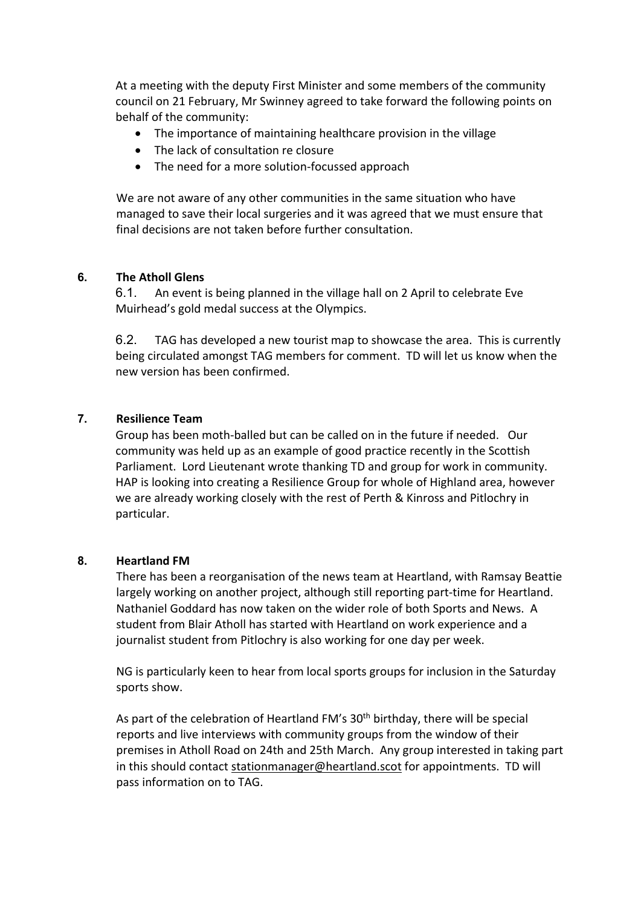At a meeting with the deputy First Minister and some members of the community council on 21 February, Mr Swinney agreed to take forward the following points on behalf of the community:

- The importance of maintaining healthcare provision in the village
- The lack of consultation re closure
- The need for a more solution-focussed approach

We are not aware of any other communities in the same situation who have managed to save their local surgeries and it was agreed that we must ensure that final decisions are not taken before further consultation.

## 6. The Atholl Glens

6.1. An event is being planned in the village hall on 2 April to celebrate Eve Muirhead's gold medal success at the Olympics.

6.2. TAG has developed a new tourist map to showcase the area. This is currently being circulated amongst TAG members for comment. TD will let us know when the new version has been confirmed.

## 7. Resilience Team

Group has been moth-balled but can be called on in the future if needed. Our community was held up as an example of good practice recently in the Scottish Parliament. Lord Lieutenant wrote thanking TD and group for work in community. HAP is looking into creating a Resilience Group for whole of Highland area, however we are already working closely with the rest of Perth & Kinross and Pitlochry in particular.

## 8. Heartland FM

There has been a reorganisation of the news team at Heartland, with Ramsay Beattie largely working on another project, although still reporting part-time for Heartland. Nathaniel Goddard has now taken on the wider role of both Sports and News. A student from Blair Atholl has started with Heartland on work experience and a journalist student from Pitlochry is also working for one day per week.

NG is particularly keen to hear from local sports groups for inclusion in the Saturday sports show.

As part of the celebration of Heartland FM's 30th birthday, there will be special reports and live interviews with community groups from the window of their premises in Atholl Road on 24th and 25th March. Any group interested in taking part in this should contact stationmanager@heartland.scot for appointments. TD will pass information on to TAG.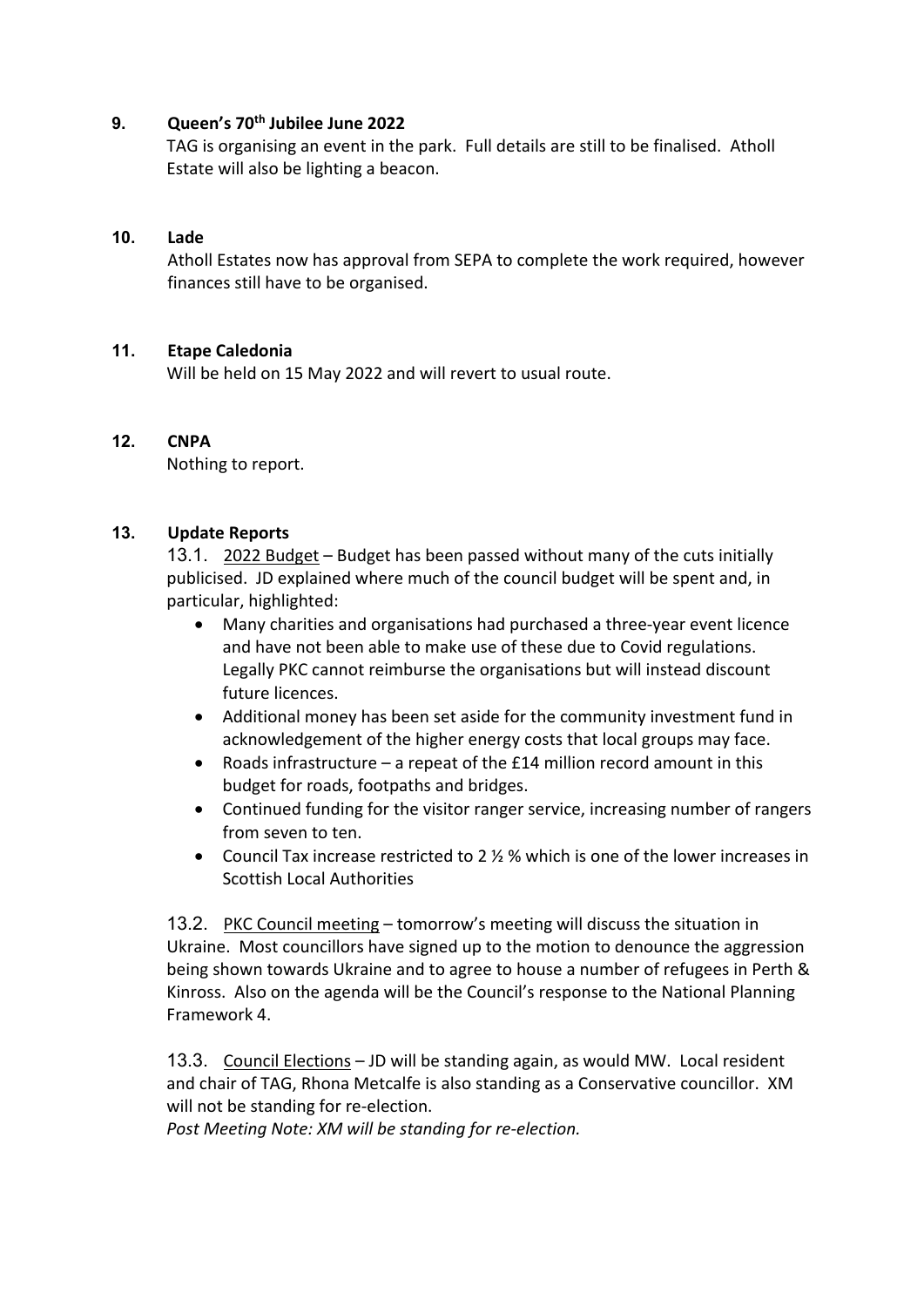**9. Queen's 70th Jubilee June 2022**

TAG is organising an event in the park. Full details are still to be finalised. Atholl Estate will also be lighting a beacon.

**10. Lade**

Atholl Estates now has approval from SEPA to complete the work required, however finances still have to be organised.

**11. Etape Caledonia**

Will be held on 15 May 2022 and will revert to usual route.

**12. CNPA**

Nothing to report.

**13. Update Reports**

13.1. 2022 Budget – Budget has been passed without many of the cuts initially publicised. JD explained where much of the council budget will be spent and, in particular, highlighted:

- Many charities and organisations had purchased a three-year event licence and have not been able to make use of these due to Covid regulations. Legally PKC cannot reimburse the organisations but will instead discount future licences.
- Additional money has been set aside for the community investment fund in acknowledgement of the higher energy costs that local groups may face.
- Roads infrastructure – a repeat of the £14 million record amount in this budget for roads, footpaths and bridges.
- Continued funding for the visitor ranger service, increasing number of rangers from seven to ten.
- Council Tax increase restricted to 2 ½ % which is one of the lower increases in Scottish Local Authorities

13.2. PKC Council meeting – tomorrow's meeting will discuss the situation in Ukraine. Most councillors have signed up to the motion to denounce the aggression being shown towards Ukraine and to agree to house a number of refugees in Perth & Kinross. Also on the agenda will be the Council's response to the National Planning Framework 4.

13.3. Council Elections – JD will be standing again, as would MW. Local resident and chair of TAG, Rhona Metcalfe is also standing as a Conservative councillor. XM will not be standing for re-election.

*Post Meeting Note: XM will be standing for re-election.*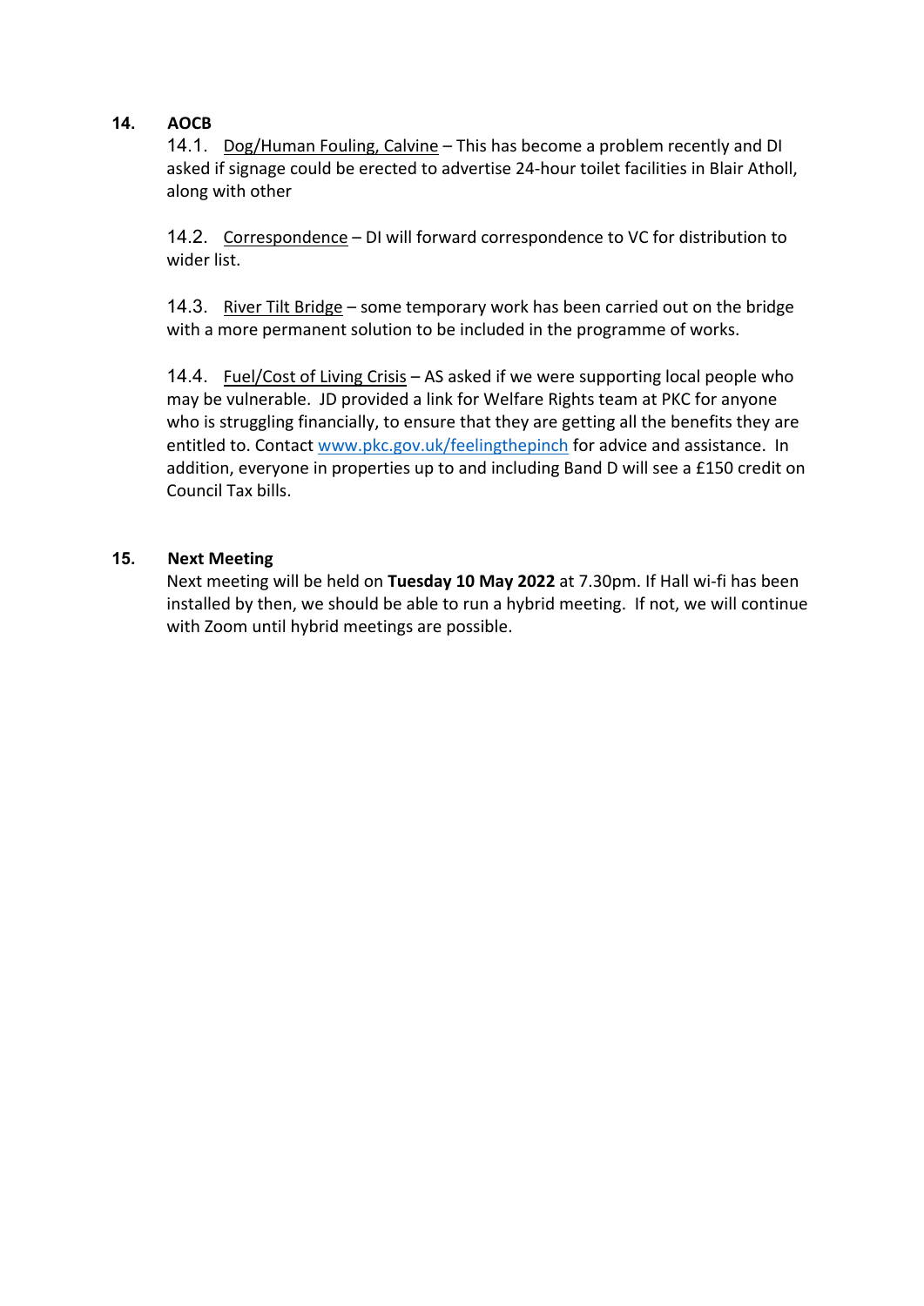## 14. AOCB

14.1. Dog/Human Fouling, Calvine – This has become a problem recently and DI asked if signage could be erected to advertise 24-hour toilet facilities in Blair Atholl, along with other

14.2. Correspondence – DI will forward correspondence to VC for distribution to wider list.

14.3. River Tilt Bridge – some temporary work has been carried out on the bridge with a more permanent solution to be included in the programme of works.

14.4. Fuel/Cost of Living Crisis – AS asked if we were supporting local people who may be vulnerable. JD provided a link for Welfare Rights team at PKC for anyone who is struggling financially, to ensure that they are getting all the benefits they are entitled to. Contact [www.pkc.gov.uk/feelingthepinch](http://www.pkc.gov.uk/feelingthepinch) for advice and assistance. In addition, everyone in properties up to and including Band D will see a £150 credit on Council Tax bills.

## 15. Next Meeting

Next meeting will be held on **Tuesday 10 May 2022** at 7.30pm. If Hall wi-fi has been installed by then, we should be able to run a hybrid meeting. If not, we will continue with Zoom until hybrid meetings are possible.